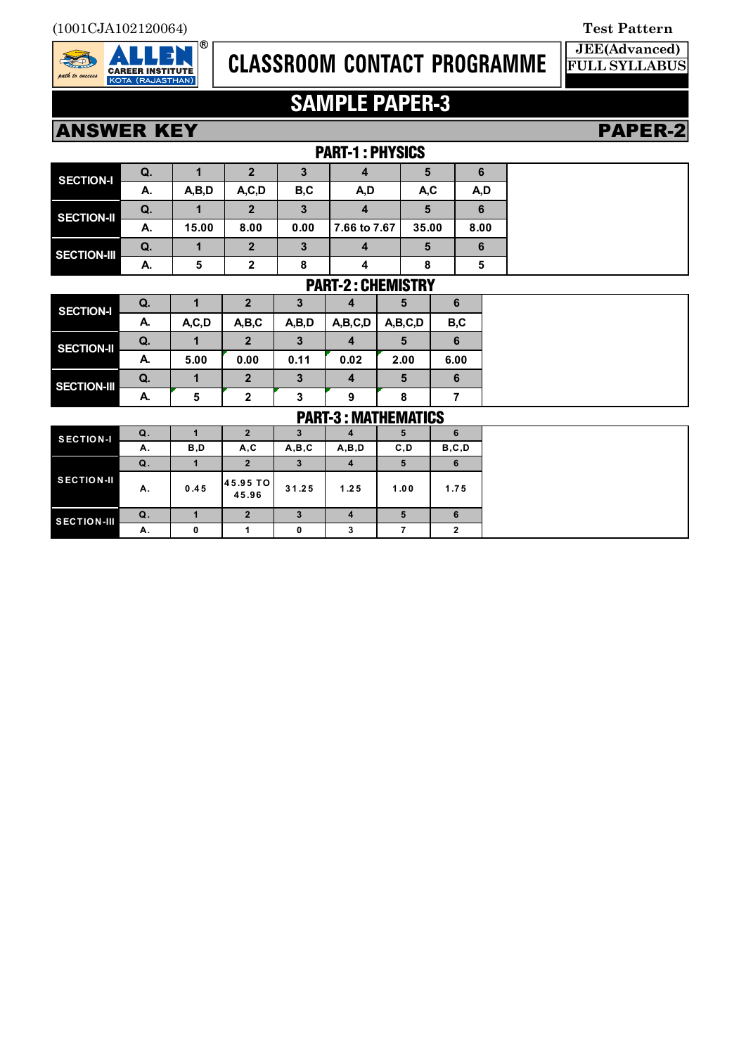(1001CJA102120064)

Test Pattern

ALLEN CAREER INSTITUTE KOTA (RAJASTHAN)

# CLASSROOM CONTACT PROGRAMME

JEE(Advanced) FULL SYLLABUS

# SAMPLE PAPER-3

## ANSWER KEY — PAPER-2

### PART-1 : PHYSICS

| SECTION | | 1 | 2 | 3 | 4 | 5 | 6 |
|---|---|---|---|---|---|---|---|
| SECTION-I | Q. | 1 | 2 | 3 | 4 | 5 | 6 |
| | A. | A,B,D | A,C,D | B,C | A,D | A,C | A,D |
| SECTION-II | Q. | 1 | 2 | 3 | 4 | 5 | 6 |
| | A. | 15.00 | 8.00 | 0.00 | 7.66 to 7.67 | 35.00 | 8.00 |
| SECTION-III | Q. | 1 | 2 | 3 | 4 | 5 | 6 |
| | A. | 5 | 2 | 8 | 4 | 8 | 5 |

### PART-2 : CHEMISTRY

| SECTION | | 1 | 2 | 3 | 4 | 5 | 6 |
|---|---|---|---|---|---|---|---|
| SECTION-I | Q. | 1 | 2 | 3 | 4 | 5 | 6 |
| | A. | A,C,D | A,B,C | A,B,D | A,B,C,D | A,B,C,D | B,C |
| SECTION-II | Q. | 1 | 2 | 3 | 4 | 5 | 6 |
| | A. | 5.00 | 0.00 | 0.11 | 0.02 | 2.00 | 6.00 |
| SECTION-III | Q. | 1 | 2 | 3 | 4 | 5 | 6 |
| | A. | 5 | 2 | 3 | 9 | 8 | 7 |

### PART-3 : MATHEMATICS

| SECTION | | 1 | 2 | 3 | 4 | 5 | 6 |
|---|---|---|---|---|---|---|---|
| SECTION-I | Q. | 1 | 2 | 3 | 4 | 5 | 6 |
| | A. | B,D | A,C | A,B,C | A,B,D | C,D | B,C,D |
| SECTION-II | Q. | 1 | 2 | 3 | 4 | 5 | 6 |
| | A. | 0.45 | 45.95 TO 45.96 | 31.25 | 1.25 | 1.00 | 1.75 |
| SECTION-III | Q. | 1 | 2 | 3 | 4 | 5 | 6 |
| | A. | 0 | 1 | 0 | 3 | 7 | 2 |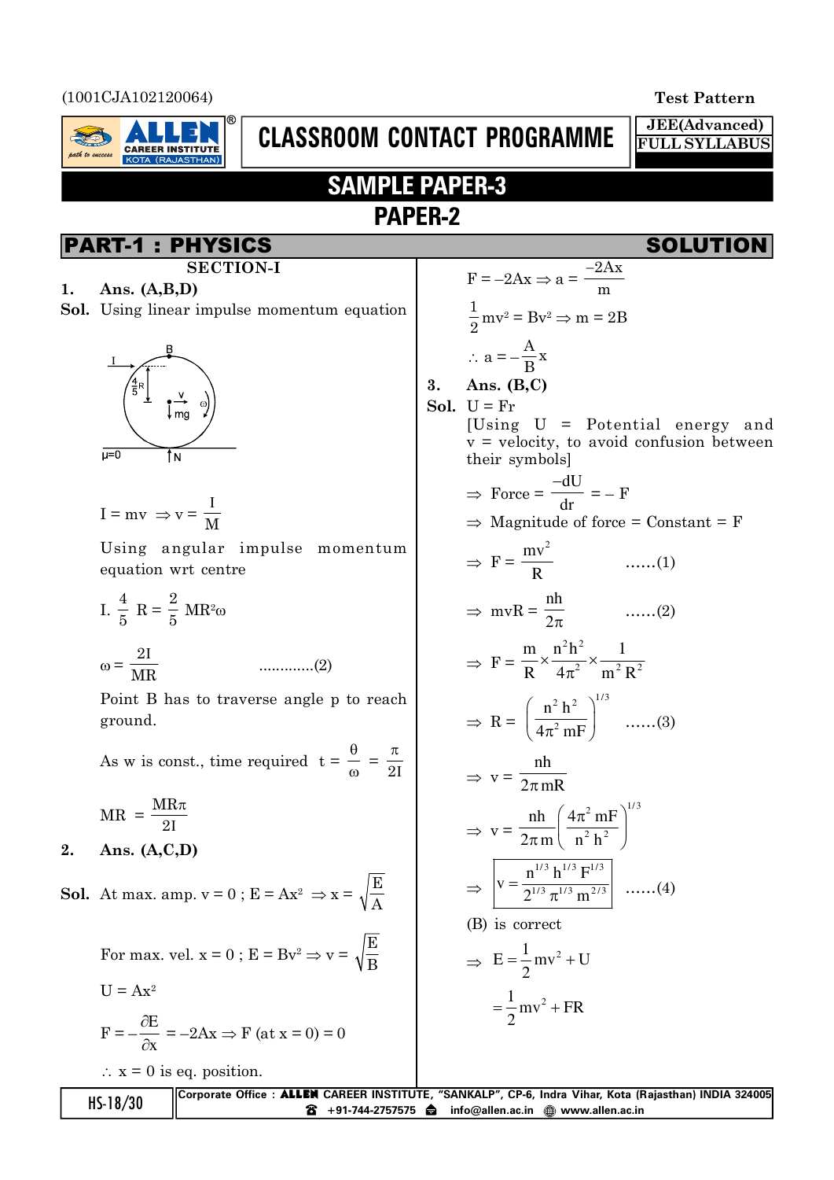(1001CJA102120064)

Test Pattern

CLASSROOM CONTACT PROGRAMME

JEE(Advanced)
FULL SYLLABUS

# SAMPLE PAPER-3

## PAPER-2

## PART-1 : PHYSICS — SOLUTION

### SECTION-I

**1. Ans. (A,B,D)**

**Sol.** Using linear impulse momentum equation

$I = mv \Rightarrow v = \dfrac{I}{M}$

Using angular impulse momentum equation wrt centre

$I. \dfrac{4}{5} R = \dfrac{2}{5} MR^2\omega$

$\omega = \dfrac{2I}{MR}$ .............(2)

Point B has to traverse angle p to reach ground.

As w is const., time required $t = \dfrac{\theta}{\omega} = \dfrac{\pi}{2I}$

$MR = \dfrac{MR\pi}{2I}$

**2. Ans. (A,C,D)**

**Sol.** At max. amp. v = 0 ; $E = Ax^2 \Rightarrow x = \sqrt{\dfrac{E}{A}}$

For max. vel. x = 0 ; $E = Bv^2 \Rightarrow v = \sqrt{\dfrac{E}{B}}$

$U = Ax^2$

$F = -\dfrac{\partial E}{\partial x} = -2Ax \Rightarrow F \text{ (at } x = 0) = 0$

$\therefore$ x = 0 is eq. position.

$F = -2Ax \Rightarrow a = \dfrac{-2Ax}{m}$

$\dfrac{1}{2}mv^2 = Bv^2 \Rightarrow m = 2B$

$\therefore a = -\dfrac{A}{B}x$

**3. Ans. (B,C)**

**Sol.** U = Fr

[Using U = Potential energy and v = velocity, to avoid confusion between their symbols]

$\Rightarrow$ Force $= \dfrac{-dU}{dr} = -F$

$\Rightarrow$ Magnitude of force = Constant = F

$\Rightarrow F = \dfrac{mv^2}{R}$ ......(1)

$\Rightarrow mvR = \dfrac{nh}{2\pi}$ ......(2)

$\Rightarrow F = \dfrac{m}{R} \times \dfrac{n^2h^2}{4\pi^2} \times \dfrac{1}{m^2R^2}$

$\Rightarrow R = \left(\dfrac{n^2h^2}{4\pi^2 mF}\right)^{1/3}$ ......(3)

$\Rightarrow v = \dfrac{nh}{2\pi mR}$

$\Rightarrow v = \dfrac{nh}{2\pi m}\left(\dfrac{4\pi^2 mF}{n^2h^2}\right)^{1/3}$

$\Rightarrow \boxed{v = \dfrac{n^{1/3}h^{1/3}F^{1/3}}{2^{1/3}\pi^{1/3}m^{2/3}}}$ ......(4)

(B) is correct

$\Rightarrow E = \dfrac{1}{2}mv^2 + U$

$= \dfrac{1}{2}mv^2 + FR$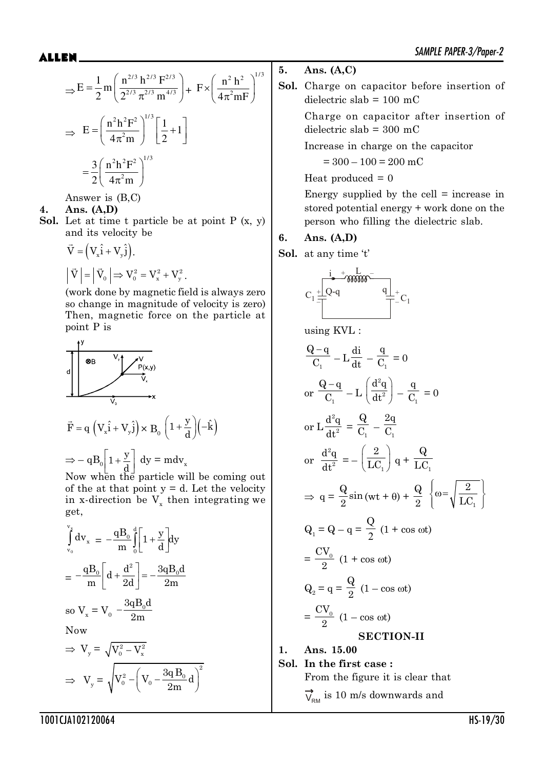$$\Rightarrow E = \frac{1}{2}m\left(\frac{n^{2/3}h^{2/3}F^{2/3}}{2^{2/3}\pi^{2/3}m^{4/3}}\right) + F\times\left(\frac{n^2h^2}{4\pi^2 mF}\right)^{1/3}$$

$$\Rightarrow E = \left(\frac{n^2h^2F^2}{4\pi^2 m}\right)^{1/3}\left[\frac{1}{2}+1\right]$$

$$= \frac{3}{2}\left(\frac{n^2h^2F^2}{4\pi^2 m}\right)^{1/3}$$

Answer is (B,C)

**4. Ans. (A,D)**

**Sol.** Let at time t particle be at point P (x, y) and its velocity be

$$\vec{V} = \left(V_x\hat{i} + V_y\hat{j}\right).$$

$$\left|\vec{V}\right| = \left|\vec{V}_0\right| \Rightarrow V_0^2 = V_x^2 + V_y^2.$$

(work done by magnetic field is always zero so change in magnitude of velocity is zero) Then, magnetic force on the particle at point P is

$$\vec{F} = q\left(V_x\hat{i} + V_y\hat{j}\right)\times B_0\left(1+\frac{y}{d}\right)\left(-\hat{k}\right)$$

$$\Rightarrow -qB_0\left[1+\frac{y}{d}\right]dy = mdv_x$$

Now when the particle will be coming out of the at that point y = d. Let the velocity in x-direction be $V_x$ then integrating we get,

$$\int_{v_0}^{v_x} dv_x = -\frac{qB_0}{m}\int_0^d\left[1+\frac{y}{d}\right]dy$$

$$= -\frac{qB_0}{m}\left[d+\frac{d^2}{2d}\right] = -\frac{3qB_0 d}{2m}$$

so $V_x = V_0 - \dfrac{3qB_0 d}{2m}$

Now

$$\Rightarrow V_y = \sqrt{V_0^2 - V_x^2}$$

$$\Rightarrow V_y = \sqrt{V_0^2 - \left(V_0 - \frac{3qB_0}{2m}d\right)^2}$$

**5. Ans. (A,C)**

**Sol.** Charge on capacitor before insertion of dielectric slab = 100 mC

Charge on capacitor after insertion of dielectric slab = 300 mC

Increase in charge on the capacitor

= 300 – 100 = 200 mC

Heat produced = 0

Energy supplied by the cell = increase in stored potential energy + work done on the person who filling the dielectric slab.

**6. Ans. (A,D)**

**Sol.** at any time 't'

using KVL :

$$\frac{Q-q}{C_1} - L\frac{di}{dt} - \frac{q}{C_1} = 0$$

$$\text{or } \frac{Q-q}{C_1} - L\left(\frac{d^2q}{dt^2}\right) - \frac{q}{C_1} = 0$$

$$\text{or } L\frac{d^2q}{dt^2} = \frac{Q}{C_1} - \frac{2q}{C_1}$$

$$\text{or } \frac{d^2q}{dt^2} = -\left(\frac{2}{LC_1}\right)q + \frac{Q}{LC_1}$$

$$\Rightarrow q = \frac{Q}{2}\sin(wt+\theta) + \frac{Q}{2}\quad\left\{\omega = \sqrt{\frac{2}{LC_1}}\right\}$$

$$Q_1 = Q - q = \frac{Q}{2}(1+\cos\omega t)$$

$$= \frac{CV_0}{2}(1+\cos\omega t)$$

$$Q_2 = q = \frac{Q}{2}(1-\cos\omega t)$$

$$= \frac{CV_0}{2}(1-\cos\omega t)$$

## SECTION-II

**1. Ans. 15.00**

**Sol. In the first case :**

From the figure it is clear that

$\vec{V}_{RM}$ is 10 m/s downwards and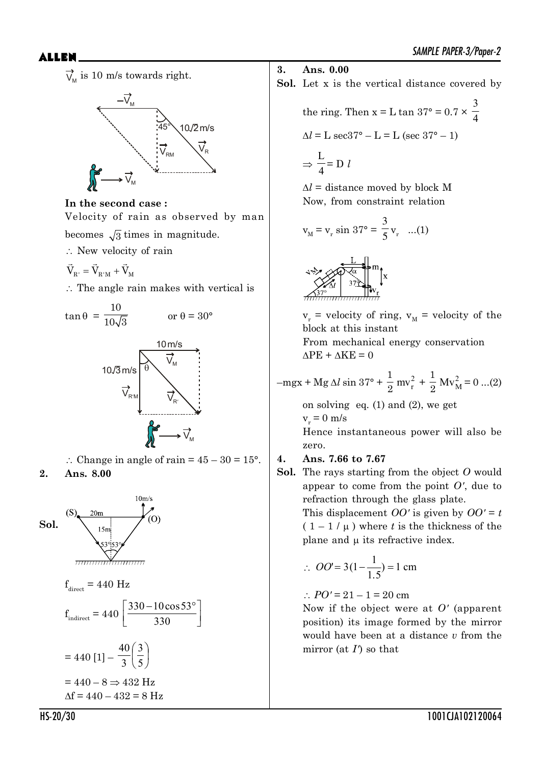$\vec{V}_M$ is 10 m/s towards right.

**In the second case :**

Velocity of rain as observed by man becomes $\sqrt{3}$ times in magnitude.

$\therefore$ New velocity of rain

$\vec{V}_{R'} = \vec{V}_{R'M} + \vec{V}_M$

$\therefore$ The angle rain makes with vertical is

$\tan\theta = \dfrac{10}{10\sqrt{3}}$ or $\theta = 30°$

$\therefore$ Change in angle of rain = 45 – 30 = 15°.

**2. Ans. 8.00**

**Sol.**

$f_{direct} = 440$ Hz

$$f_{indirect} = 440\left[\frac{330 - 10\cos 53°}{330}\right]$$

$$= 440\,[1] - \frac{40}{3}\left(\frac{3}{5}\right)$$

$= 440 - 8 \Rightarrow 432$ Hz

$\Delta f = 440 - 432 = 8$ Hz

**3. Ans. 0.00**

**Sol.** Let x is the vertical distance covered by the ring. Then $x = L\tan 37° = 0.7 \times \dfrac{3}{4}$

$\Delta l = L\sec 37° - L = L(\sec 37° - 1)$

$\Rightarrow \dfrac{L}{4} = D\,l$

$\Delta l$ = distance moved by block M

Now, from constraint relation

$v_M = v_r \sin 37° = \dfrac{3}{5}v_r$ ...(1)

$v_r$ = velocity of ring, $v_M$ = velocity of the block at this instant

From mechanical energy conservation

$\Delta PE + \Delta KE = 0$

$$-mgx + Mg\,\Delta l \sin 37° + \frac{1}{2}mv_r^2 + \frac{1}{2}Mv_M^2 = 0 \quad ...(2)$$

on solving eq. (1) and (2), we get

$v_r = 0$ m/s

Hence instantaneous power will also be zero.

**4. Ans. 7.66 to 7.67**

**Sol.** The rays starting from the object *O* would appear to come from the point *O′*, due to refraction through the glass plate.

This displacement *OO′* is given by $OO' = t(1 - 1/\mu)$ where *t* is the thickness of the plane and $\mu$ its refractive index.

$$\therefore\ OO' = 3\left(1 - \frac{1}{1.5}\right) = 1 \text{ cm}$$

$\therefore\ PO' = 21 - 1 = 20$ cm

Now if the object were at *O′* (apparent position) its image formed by the mirror would have been at a distance *v* from the mirror (at *I′*) so that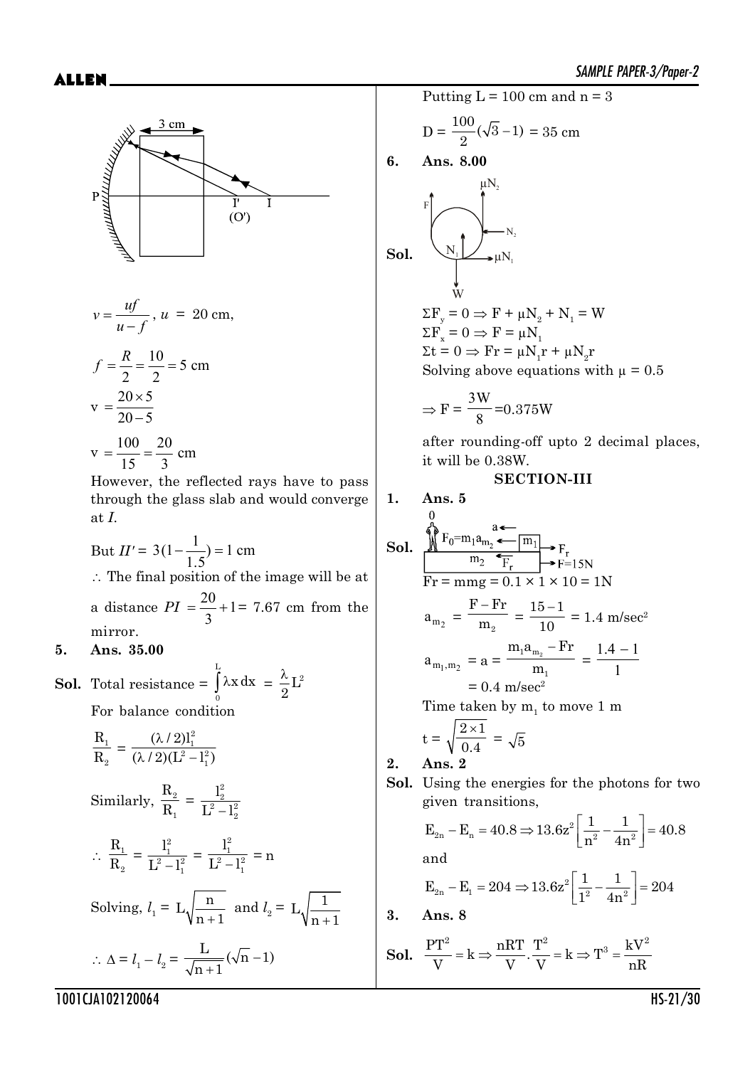$$v = \frac{uf}{u-f}, \; u = 20 \text{ cm},$$

$$f = \frac{R}{2} = \frac{10}{2} = 5 \text{ cm}$$

$$v = \frac{20 \times 5}{20-5}$$

$$v = \frac{100}{15} = \frac{20}{3} \text{ cm}$$

However, the reflected rays have to pass through the glass slab and would converge at *I*.

But $II' = 3(1 - \frac{1}{1.5}) = 1$ cm

$\therefore$ The final position of the image will be at a distance $PI = \frac{20}{3} + 1 = 7.67$ cm from the mirror.

**5. Ans. 35.00**

**Sol.** Total resistance $= \int_0^L \lambda x \, dx = \frac{\lambda}{2} L^2$

For balance condition

$$\frac{R_1}{R_2} = \frac{(\lambda/2) l_1^2}{(\lambda/2)(L^2 - l_1^2)}$$

Similarly, $\frac{R_2}{R_1} = \frac{l_2^2}{L^2 - l_2^2}$

$$\therefore \frac{R_1}{R_2} = \frac{l_1^2}{L^2 - l_1^2} = \frac{l_1^2}{L^2 - l_1^2} = n$$

Solving, $l_1 = L\sqrt{\frac{n}{n+1}}$ and $l_2 = L\sqrt{\frac{1}{n+1}}$

$$\therefore \Delta = l_1 - l_2 = \frac{L}{\sqrt{n+1}}(\sqrt{n} - 1)$$

Putting L = 100 cm and n = 3

$$D = \frac{100}{2}(\sqrt{3} - 1) = 35 \text{ cm}$$

**6. Ans. 8.00**

**Sol.**

$\Sigma F_y = 0 \Rightarrow F + \mu N_2 + N_1 = W$

$\Sigma F_x = 0 \Rightarrow F = \mu N_1$

$\Sigma t = 0 \Rightarrow Fr = \mu N_1 r + \mu N_2 r$

Solving above equations with $\mu = 0.5$

$$\Rightarrow F = \frac{3W}{8} = 0.375W$$

after rounding-off upto 2 decimal places, it will be 0.38W.

## SECTION-III

**1. Ans. 5**

**Sol.**

$F_r = mmg = 0.1 \times 1 \times 10 = 1N$

$$a_{m_2} = \frac{F - F_r}{m_2} = \frac{15 - 1}{10} = 1.4 \text{ m/sec}^2$$

$$a_{m_1, m_2} = a = \frac{m_1 a_{m_2} - F_r}{m_1} = \frac{1.4 - 1}{1} = 0.4 \text{ m/sec}^2$$

Time taken by $m_1$ to move 1 m

$$t = \sqrt{\frac{2 \times 1}{0.4}} = \sqrt{5}$$

**2. Ans. 2**

**Sol.** Using the energies for the photons for two given transitions,

$$E_{2n} - E_n = 40.8 \Rightarrow 13.6 z^2 \left[\frac{1}{n^2} - \frac{1}{4n^2}\right] = 40.8$$

and

$$E_{2n} - E_1 = 204 \Rightarrow 13.6 z^2 \left[\frac{1}{1^2} - \frac{1}{4n^2}\right] = 204$$

**3. Ans. 8**

**Sol.** $\frac{PT^2}{V} = k \Rightarrow \frac{nRT}{V} \cdot \frac{T^2}{V} = k \Rightarrow T^3 = \frac{kV^2}{nR}$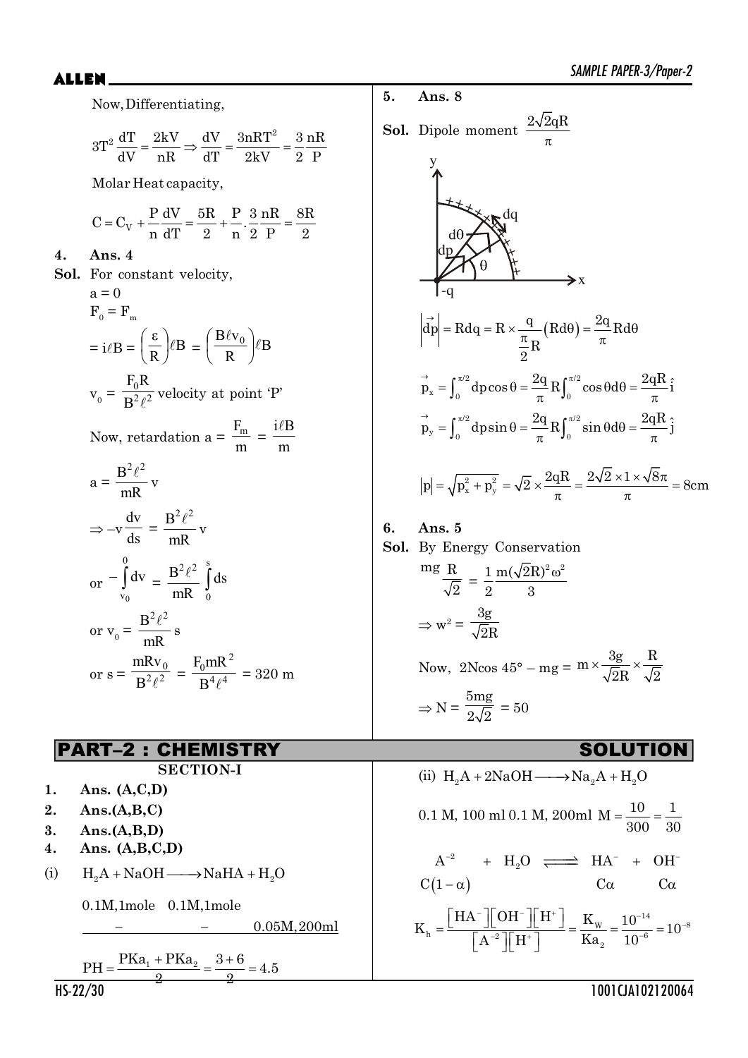Now, Differentiating,

$$3T^2\frac{dT}{dV}=\frac{2kV}{nR}\Rightarrow\frac{dV}{dT}=\frac{3nRT^2}{2kV}=\frac{3}{2}\frac{nR}{P}$$

Molar Heat capacity,

$$C=C_V+\frac{P}{n}\frac{dV}{dT}=\frac{5R}{2}+\frac{P}{n}.\frac{3}{2}\frac{nR}{P}=\frac{8R}{2}$$

**4. Ans. 4**

**Sol.** For constant velocity,

$a = 0$

$F_0 = F_m$

$= i\ell B = \left(\frac{\varepsilon}{R}\right)\ell B = \left(\frac{B\ell v_0}{R}\right)\ell B$

$v_0 = \frac{F_0 R}{B^2\ell^2}$ velocity at point 'P'

Now, retardation $a = \frac{F_m}{m} = \frac{i\ell B}{m}$

$a = \frac{B^2\ell^2}{mR}v$

$\Rightarrow -v\frac{dv}{ds} = \frac{B^2\ell^2}{mR}v$

or $-\int_{v_0}^{0} dv = \frac{B^2\ell^2}{mR}\int_0^s ds$

or $v_0 = \frac{B^2\ell^2}{mR}s$

or $s = \frac{mRv_0}{B^2\ell^2} = \frac{F_0 mR^2}{B^4\ell^4} = 320$ m

**5. Ans. 8**

**Sol.** Dipole moment $\frac{2\sqrt{2}qR}{\pi}$

$$\left|\vec{dp}\right| = Rdq = R\times\frac{q}{\frac{\pi}{2}R}(Rd\theta)=\frac{2q}{\pi}Rd\theta$$

$$\vec{p}_x=\int_0^{\pi/2}dp\cos\theta=\frac{2q}{\pi}R\int_0^{\pi/2}\cos\theta d\theta=\frac{2qR}{\pi}\hat{i}$$

$$\vec{p}_y=\int_0^{\pi/2}dp\sin\theta=\frac{2q}{\pi}R\int_0^{\pi/2}\sin\theta d\theta=\frac{2qR}{\pi}\hat{j}$$

$$|p|=\sqrt{p_x^2+p_y^2}=\sqrt{2}\times\frac{2qR}{\pi}=\frac{2\sqrt{2}\times1\times\sqrt{8}\pi}{\pi}=8\text{cm}$$

**6. Ans. 5**

**Sol.** By Energy Conservation

$$mg\frac{R}{\sqrt{2}}=\frac{1}{2}\frac{m(\sqrt{2}R)^2\omega^2}{3}$$

$$\Rightarrow w^2=\frac{3g}{\sqrt{2}R}$$

Now, $2N\cos 45° - mg = m\times\frac{3g}{\sqrt{2}R}\times\frac{R}{\sqrt{2}}$

$$\Rightarrow N=\frac{5mg}{2\sqrt{2}}=50$$

## PART–2 : CHEMISTRY SOLUTION

### SECTION-I

1. **Ans. (A,C,D)**
2. **Ans.(A,B,C)**
3. **Ans.(A,B,D)**
4. **Ans. (A,B,C,D)**

(i) $H_2A + NaOH \longrightarrow NaHA + H_2O$

0.1M,1mole  0.1M,1mole

– – 0.05M,200ml

$$PH=\frac{PKa_1+PKa_2}{2}=\frac{3+6}{2}=4.5$$

(ii) $H_2A + 2NaOH \longrightarrow Na_2A + H_2O$

0.1 M, 100 ml 0.1 M, 200ml $M=\frac{10}{300}=\frac{1}{30}$

$$A^{-2} + H_2O \rightleftharpoons HA^- + OH^-$$

$C(1-\alpha)$  $C\alpha$  $C\alpha$

$$K_h=\frac{[HA^-][OH^-][H^+]}{[A^{-2}][H^+]}=\frac{K_W}{Ka_2}=\frac{10^{-14}}{10^{-6}}=10^{-8}$$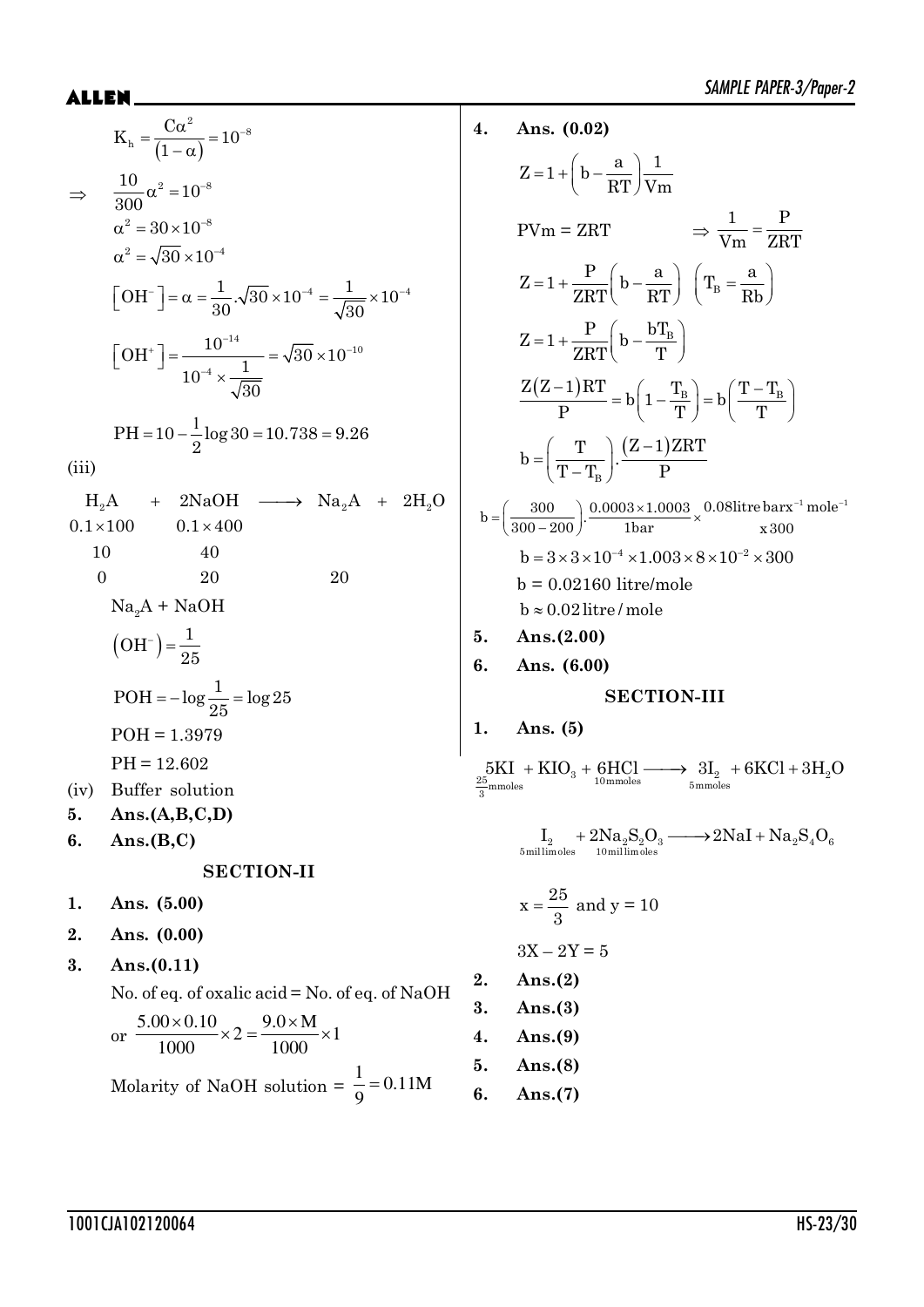$$K_h = \frac{C\alpha^2}{(1-\alpha)} = 10^{-8}$$

$$\Rightarrow \quad \frac{10}{300}\alpha^2 = 10^{-8}$$

$$\alpha^2 = 30 \times 10^{-8}$$

$$\alpha^2 = \sqrt{30} \times 10^{-4}$$

$$\left[OH^-\right] = \alpha = \frac{1}{30}.\sqrt{30} \times 10^{-4} = \frac{1}{\sqrt{30}} \times 10^{-4}$$

$$\left[OH^+\right] = \frac{10^{-14}}{10^{-4} \times \frac{1}{\sqrt{30}}} = \sqrt{30} \times 10^{-10}$$

$$PH = 10 - \frac{1}{2}\log 30 = 10.738 = 9.26$$

(iii)

$$\begin{array}{lllll} H_2A & + & 2NaOH & \longrightarrow & Na_2A \ + \ 2H_2O \\ 0.1 \times 100 & & 0.1 \times 400 & & \\ 10 & & 40 & & \\ 0 & & 20 & & 20 \end{array}$$

$Na_2A + NaOH$

$$\left(OH^-\right) = \frac{1}{25}$$

$$POH = -\log\frac{1}{25} = \log 25$$

POH = 1.3979

PH = 12.602

(iv) Buffer solution

**5. Ans.(A,B,C,D)**

**6. Ans.(B,C)**

## SECTION-II

**1. Ans. (5.00)**

**2. Ans. (0.00)**

**3. Ans.(0.11)**

No. of eq. of oxalic acid = No. of eq. of NaOH

$$\text{or } \frac{5.00 \times 0.10}{1000} \times 2 = \frac{9.0 \times M}{1000} \times 1$$

Molarity of NaOH solution $= \frac{1}{9} = 0.11M$

**4. Ans. (0.02)**

$$Z = 1 + \left(b - \frac{a}{RT}\right)\frac{1}{Vm}$$

$$PVm = ZRT \qquad \Rightarrow \frac{1}{Vm} = \frac{P}{ZRT}$$

$$Z = 1 + \frac{P}{ZRT}\left(b - \frac{a}{RT}\right) \quad \left(T_B = \frac{a}{Rb}\right)$$

$$Z = 1 + \frac{P}{ZRT}\left(b - \frac{bT_B}{T}\right)$$

$$\frac{Z(Z-1)RT}{P} = b\left(1 - \frac{T_B}{T}\right) = b\left(\frac{T - T_B}{T}\right)$$

$$b = \left(\frac{T}{T - T_B}\right).\frac{(Z-1)ZRT}{P}$$

$$b = \left(\frac{300}{300 - 200}\right).\frac{0.0003 \times 1.0003}{1\text{bar}} \times \frac{0.08 \text{litre bar} x^{-1} \text{mole}^{-1}}{x\,300}$$

$$b = 3 \times 3 \times 10^{-4} \times 1.003 \times 8 \times 10^{-2} \times 300$$

b = 0.02160 litre/mole

$b \approx 0.02$ litre/mole

**5. Ans.(2.00)**

**6. Ans. (6.00)**

## SECTION-III

**1. Ans. (5)**

$$\underset{\frac{25}{3}\text{mmoles}}{5KI} + KIO_3 + \underset{10\text{mmoles}}{6HCl} \longrightarrow \underset{5\text{mmoles}}{3I_2} + 6KCl + 3H_2O$$

$$\underset{5\text{millimoles}}{I_2} + \underset{10\text{millimoles}}{2Na_2S_2O_3} \longrightarrow 2NaI + Na_2S_4O_6$$

$$x = \frac{25}{3} \text{ and } y = 10$$

$$3X - 2Y = 5$$

**2. Ans.(2)**

**3. Ans.(3)**

**4. Ans.(9)**

**5. Ans.(8)**

**6. Ans.(7)**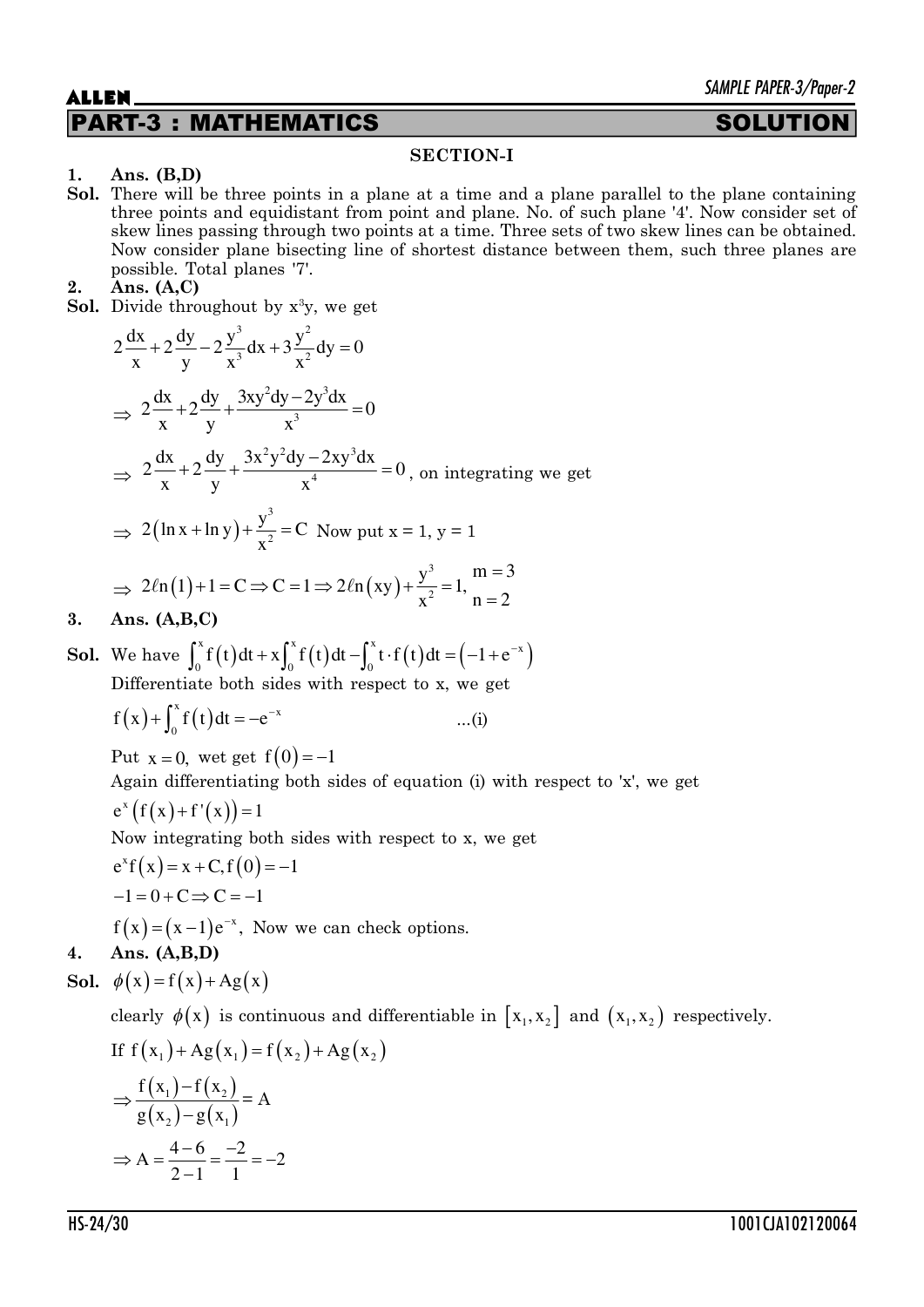## PART-3 : MATHEMATICS SOLUTION

### SECTION-I

**1. Ans. (B,D)**

**Sol.** There will be three points in a plane at a time and a plane parallel to the plane containing three points and equidistant from point and plane. No. of such plane '4'. Now consider set of skew lines passing through two points at a time. Three sets of two skew lines can be obtained. Now consider plane bisecting line of shortest distance between them, such three planes are possible. Total planes '7'.

**2. Ans. (A,C)**

**Sol.** Divide throughout by $x^3y$, we get

$$2\frac{dx}{x}+2\frac{dy}{y}-2\frac{y^3}{x^3}dx+3\frac{y^2}{x^2}dy=0$$

$$\Rightarrow 2\frac{dx}{x}+2\frac{dy}{y}+\frac{3xy^2dy-2y^3dx}{x^3}=0$$

$$\Rightarrow 2\frac{dx}{x}+2\frac{dy}{y}+\frac{3x^2y^2dy-2xy^3dx}{x^4}=0\text{, on integrating we get}$$

$$\Rightarrow 2(\ln x+\ln y)+\frac{y^3}{x^2}=C \text{ Now put } x = 1,\ y = 1$$

$$\Rightarrow 2\ell n(1)+1=C\Rightarrow C=1\Rightarrow 2\ell n(xy)+\frac{y^3}{x^2}=1,\ \begin{matrix} m=3 \\ n=2 \end{matrix}$$

**3. Ans. (A,B,C)**

**Sol.** We have $\int_0^x f(t)dt+x\int_0^x f(t)dt-\int_0^x t\cdot f(t)dt=\left(-1+e^{-x}\right)$

Differentiate both sides with respect to x, we get

$$f(x)+\int_0^x f(t)dt=-e^{-x} \quad \text{...(i)}$$

Put $x=0,$ wet get $f(0)=-1$

Again differentiating both sides of equation (i) with respect to 'x', we get

$e^x\left(f(x)+f'(x)\right)=1$

Now integrating both sides with respect to x, we get

$e^xf(x)=x+C, f(0)=-1$

$-1=0+C\Rightarrow C=-1$

$f(x)=(x-1)e^{-x},$ Now we can check options.

**4. Ans. (A,B,D)**

**Sol.** $\phi(x)=f(x)+Ag(x)$

clearly $\phi(x)$ is continuous and differentiable in $[x_1,x_2]$ and $(x_1,x_2)$ respectively.

If $f(x_1)+Ag(x_1)=f(x_2)+Ag(x_2)$

$$\Rightarrow\frac{f(x_1)-f(x_2)}{g(x_2)-g(x_1)}=A$$

$$\Rightarrow A=\frac{4-6}{2-1}=\frac{-2}{1}=-2$$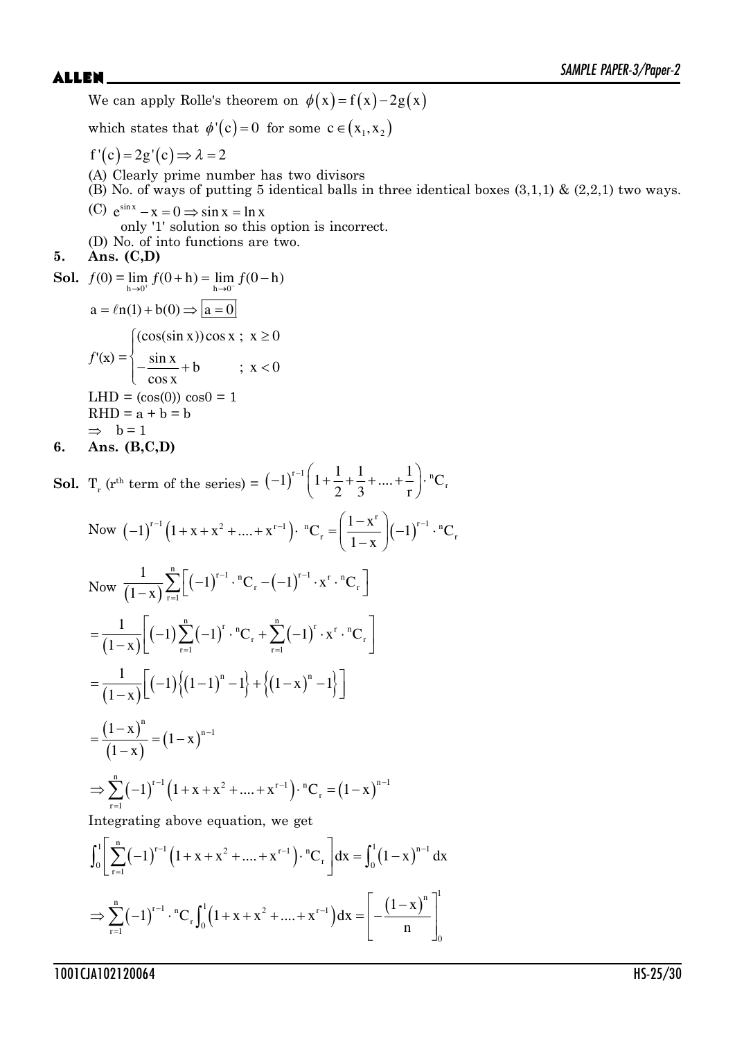We can apply Rolle's theorem on $\phi(x) = f(x) - 2g(x)$

which states that $\phi'(c) = 0$ for some $c \in (x_1, x_2)$

$f'(c) = 2g'(c) \Rightarrow \lambda = 2$

(A) Clearly prime number has two divisors

(B) No. of ways of putting 5 identical balls in three identical boxes (3,1,1) & (2,2,1) two ways.

(C) $e^{\sin x} - x = 0 \Rightarrow \sin x = \ln x$

only '1' solution so this option is incorrect.

(D) No. of into functions are two.

**5. Ans. (C,D)**

**Sol.** $f(0) = \lim_{h\to 0^+} f(0+h) = \lim_{h\to 0^-} f(0-h)$

$a = \ell n(1) + b(0) \Rightarrow \boxed{a = 0}$

$$f'(x) = \begin{cases} (\cos(\sin x))\cos x \ ; & x \geq 0 \\ -\dfrac{\sin x}{\cos x} + b & ; \ x < 0 \end{cases}$$

LHD = $(\cos(0))\cos 0 = 1$

RHD = $a + b = b$

$\Rightarrow \quad b = 1$

**6. Ans. (B,C,D)**

**Sol.** $T_r$ ($r^{\text{th}}$ term of the series) $= (-1)^{r-1}\left(1 + \frac{1}{2} + \frac{1}{3} + .... + \frac{1}{r}\right) \cdot {}^nC_r$

Now $(-1)^{r-1}\left(1 + x + x^2 + .... + x^{r-1}\right) \cdot {}^nC_r = \left(\dfrac{1-x^r}{1-x}\right)(-1)^{r-1} \cdot {}^nC_r$

Now $\dfrac{1}{(1-x)}\sum_{r=1}^{n}\left[(-1)^{r-1} \cdot {}^nC_r - (-1)^{r-1} \cdot x^r \cdot {}^nC_r\right]$

$$= \frac{1}{(1-x)}\left[(-1)\sum_{r=1}^{n}(-1)^r \cdot {}^nC_r + \sum_{r=1}^{n}(-1)^r \cdot x^r \cdot {}^nC_r\right]$$

$$= \frac{1}{(1-x)}\left[(-1)\left\{(1-1)^n - 1\right\} + \left\{(1-x)^n - 1\right\}\right]$$

$$= \frac{(1-x)^n}{(1-x)} = (1-x)^{n-1}$$

$$\Rightarrow \sum_{r=1}^{n}(-1)^{r-1}\left(1 + x + x^2 + .... + x^{r-1}\right) \cdot {}^nC_r = (1-x)^{n-1}$$

Integrating above equation, we get

$$\int_0^1\left[\sum_{r=1}^{n}(-1)^{r-1}\left(1 + x + x^2 + .... + x^{r-1}\right) \cdot {}^nC_r\right]dx = \int_0^1 (1-x)^{n-1}\,dx$$

$$\Rightarrow \sum_{r=1}^{n}(-1)^{r-1} \cdot {}^nC_r \int_0^1\left(1 + x + x^2 + .... + x^{r-1}\right)dx = \left[-\frac{(1-x)^n}{n}\right]_0^1$$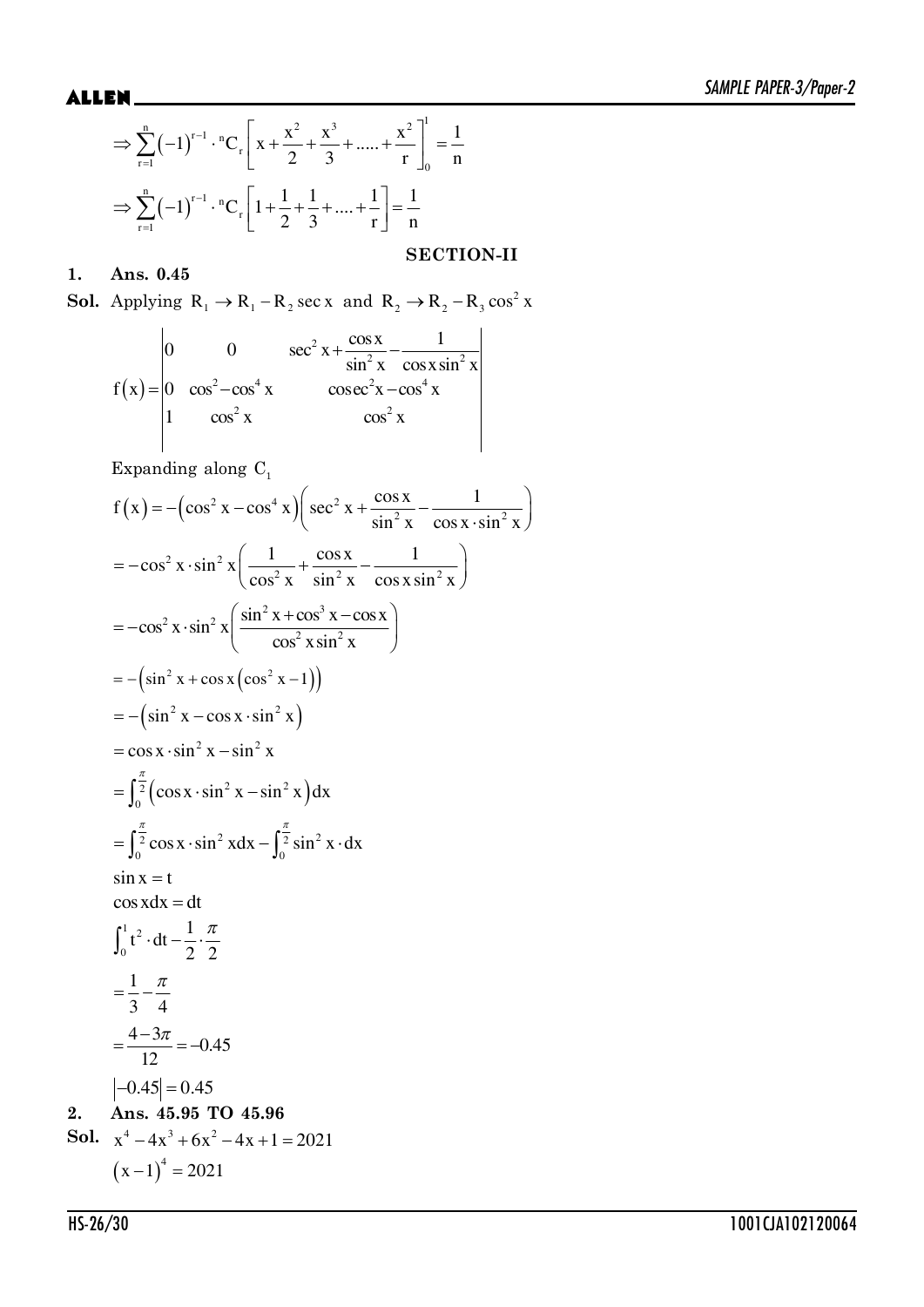$$\Rightarrow \sum_{r=1}^{n}(-1)^{r-1}\cdot {}^{n}C_r\left[x+\frac{x^2}{2}+\frac{x^3}{3}+.....+\frac{x^2}{r}\right]_0^1=\frac{1}{n}$$

$$\Rightarrow \sum_{r=1}^{n}(-1)^{r-1}\cdot {}^{n}C_r\left[1+\frac{1}{2}+\frac{1}{3}+....+\frac{1}{r}\right]=\frac{1}{n}$$

## SECTION-II

**1. Ans. 0.45**

**Sol.** Applying $R_1 \to R_1 - R_2 \sec x$ and $R_2 \to R_2 - R_3 \cos^2 x$

$$f(x)=\begin{vmatrix} 0 & 0 & \sec^2 x+\dfrac{\cos x}{\sin^2 x}-\dfrac{1}{\cos x\sin^2 x} \\ 0 & \cos^2-\cos^4 x & \operatorname{cosec}^2 x-\cos^4 x \\ 1 & \cos^2 x & \cos^2 x \end{vmatrix}$$

Expanding along $C_1$

$$f(x)=-\left(\cos^2 x-\cos^4 x\right)\left(\sec^2 x+\frac{\cos x}{\sin^2 x}-\frac{1}{\cos x\cdot\sin^2 x}\right)$$

$$=-\cos^2 x\cdot\sin^2 x\left(\frac{1}{\cos^2 x}+\frac{\cos x}{\sin^2 x}-\frac{1}{\cos x\sin^2 x}\right)$$

$$=-\cos^2 x\cdot\sin^2 x\left(\frac{\sin^2 x+\cos^3 x-\cos x}{\cos^2 x\sin^2 x}\right)$$

$$=-\left(\sin^2 x+\cos x\left(\cos^2 x-1\right)\right)$$

$$=-\left(\sin^2 x-\cos x\cdot\sin^2 x\right)$$

$$=\cos x\cdot\sin^2 x-\sin^2 x$$

$$=\int_0^{\frac{\pi}{2}}\left(\cos x\cdot\sin^2 x-\sin^2 x\right)dx$$

$$=\int_0^{\frac{\pi}{2}}\cos x\cdot\sin^2 x\,dx-\int_0^{\frac{\pi}{2}}\sin^2 x\cdot dx$$

$$\sin x = t$$

$$\cos x\,dx = dt$$

$$\int_0^1 t^2\cdot dt-\frac{1}{2}\cdot\frac{\pi}{2}$$

$$=\frac{1}{3}-\frac{\pi}{4}$$

$$=\frac{4-3\pi}{12}=-0.45$$

$$|-0.45|=0.45$$

**2. Ans. 45.95 TO 45.96**

**Sol.** $x^4-4x^3+6x^2-4x+1=2021$

$$(x-1)^4=2021$$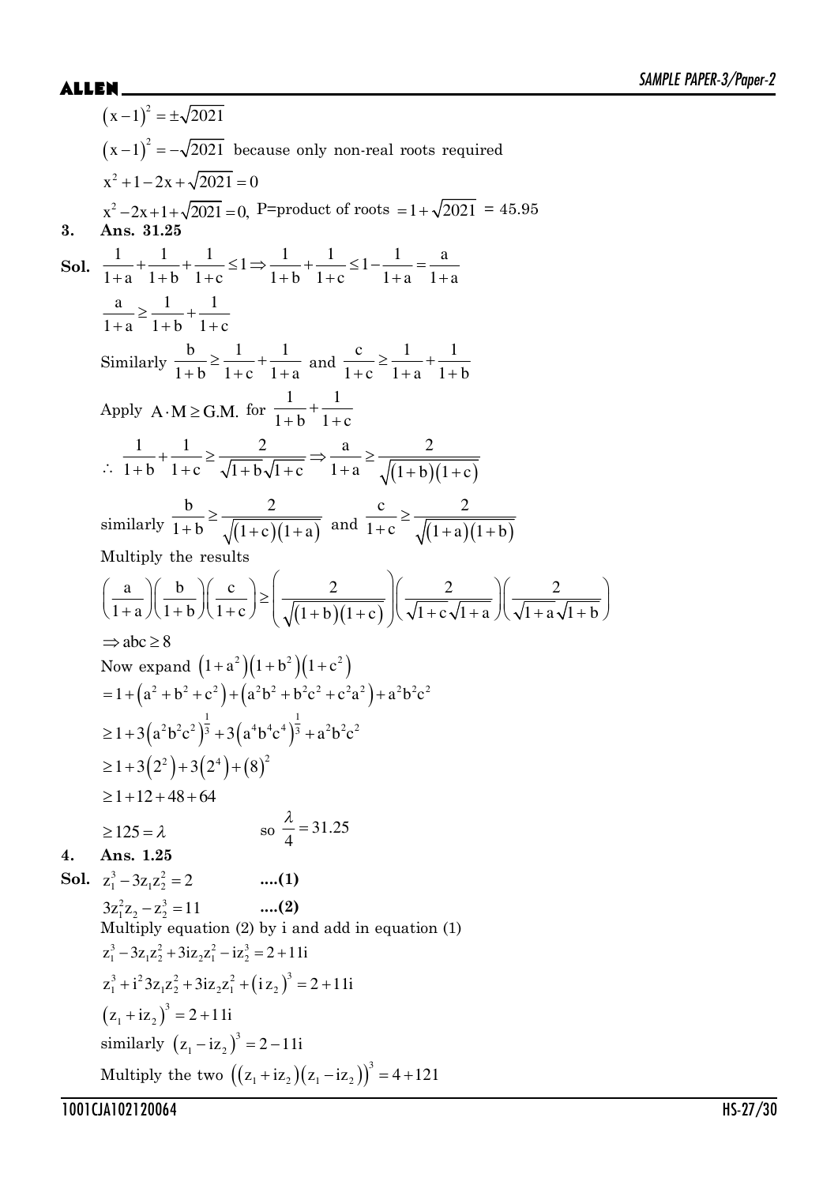$(x-1)^2 = \pm\sqrt{2021}$

$(x-1)^2 = -\sqrt{2021}$ because only non-real roots required

$x^2 + 1 - 2x + \sqrt{2021} = 0$

$x^2 - 2x + 1 + \sqrt{2021} = 0$, P=product of roots $= 1 + \sqrt{2021}$ = 45.95

**3. Ans. 31.25**

**Sol.** $\frac{1}{1+a} + \frac{1}{1+b} + \frac{1}{1+c} \le 1 \Rightarrow \frac{1}{1+b} + \frac{1}{1+c} \le 1 - \frac{1}{1+a} = \frac{a}{1+a}$

$\frac{a}{1+a} \ge \frac{1}{1+b} + \frac{1}{1+c}$

Similarly $\frac{b}{1+b} \ge \frac{1}{1+c} + \frac{1}{1+a}$ and $\frac{c}{1+c} \ge \frac{1}{1+a} + \frac{1}{1+b}$

Apply $A \cdot M \ge G.M.$ for $\frac{1}{1+b} + \frac{1}{1+c}$

$\therefore \frac{1}{1+b} + \frac{1}{1+c} \ge \frac{2}{\sqrt{1+b}\sqrt{1+c}} \Rightarrow \frac{a}{1+a} \ge \frac{2}{\sqrt{(1+b)(1+c)}}$

similarly $\frac{b}{1+b} \ge \frac{2}{\sqrt{(1+c)(1+a)}}$ and $\frac{c}{1+c} \ge \frac{2}{\sqrt{(1+a)(1+b)}}$

Multiply the results

$\left(\frac{a}{1+a}\right)\left(\frac{b}{1+b}\right)\left(\frac{c}{1+c}\right) \ge \left(\frac{2}{\sqrt{(1+b)(1+c)}}\right)\left(\frac{2}{\sqrt{1+c}\sqrt{1+a}}\right)\left(\frac{2}{\sqrt{1+a}\sqrt{1+b}}\right)$

$\Rightarrow abc \ge 8$

Now expand $(1+a^2)(1+b^2)(1+c^2)$

$= 1 + (a^2+b^2+c^2) + (a^2b^2+b^2c^2+c^2a^2) + a^2b^2c^2$

$\ge 1 + 3(a^2b^2c^2)^{\frac{1}{3}} + 3(a^4b^4c^4)^{\frac{1}{3}} + a^2b^2c^2$

$\ge 1 + 3(2^2) + 3(2^4) + (8)^2$

$\ge 1 + 12 + 48 + 64$

$\ge 125 = \lambda$ so $\frac{\lambda}{4} = 31.25$

**4. Ans. 1.25**

**Sol.** $z_1^3 - 3z_1z_2^2 = 2$ **....(1)**

$3z_1^2z_2 - z_2^3 = 11$ **....(2)**

Multiply equation (2) by i and add in equation (1)

$z_1^3 - 3z_1z_2^2 + 3iz_2z_1^2 - iz_2^3 = 2 + 11i$

$z_1^3 + i^2 3z_1z_2^2 + 3iz_2z_1^2 + (iz_2)^3 = 2 + 11i$

$(z_1 + iz_2)^3 = 2 + 11i$

similarly $(z_1 - iz_2)^3 = 2 - 11i$

Multiply the two $((z_1 + iz_2)(z_1 - iz_2))^3 = 4 + 121$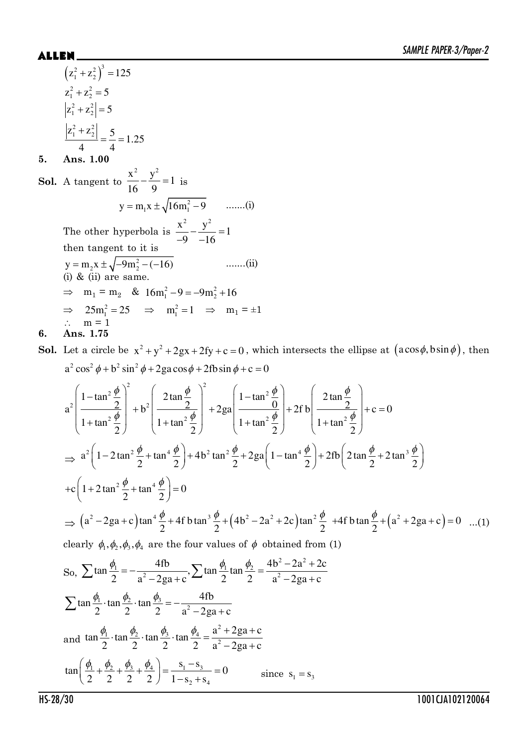$$\left(z_1^2+z_2^2\right)^3=125$$

$$z_1^2+z_2^2=5$$

$$\left|z_1^2+z_2^2\right|=5$$

$$\frac{\left|z_1^2+z_2^2\right|}{4}=\frac{5}{4}=1.25$$

**5. Ans. 1.00**

**Sol.** A tangent to $\frac{x^2}{16}-\frac{y^2}{9}=1$ is

$$y=m_1x\pm\sqrt{16m_1^2-9} \qquad .......(i)$$

The other hyperbola is $\frac{x^2}{-9}-\frac{y^2}{-16}=1$

then tangent to it is

$$y=m_2x\pm\sqrt{-9m_2^2-(-16)} \qquad .......(ii)$$

(i) & (ii) are same.

$\Rightarrow \quad m_1=m_2 \quad \& \quad 16m_1^2-9=-9m_2^2+16$

$\Rightarrow \quad 25m_1^2=25 \quad \Rightarrow \quad m_1^2=1 \quad \Rightarrow \quad m_1=\pm1$

$\therefore \quad m=1$

**6. Ans. 1.75**

**Sol.** Let a circle be $x^2+y^2+2gx+2fy+c=0$, which intersects the ellipse at $\left(a\cos\phi, b\sin\phi\right)$, then

$$a^2\cos^2\phi+b^2\sin^2\phi+2ga\cos\phi+2fb\sin\phi+c=0$$

$$a^2\left(\frac{1-\tan^2\frac{\phi}{2}}{1+\tan^2\frac{\phi}{2}}\right)^2+b^2\left(\frac{2\tan\frac{\phi}{2}}{1+\tan^2\frac{\phi}{2}}\right)^2+2ga\left(\frac{1-\tan^2\frac{\phi}{0}}{1+\tan^2\frac{\phi}{2}}\right)+2f\,b\left(\frac{2\tan\frac{\phi}{2}}{1+\tan^2\frac{\phi}{2}}\right)+c=0$$

$$\Rightarrow\ a^2\left(1-2\tan^2\frac{\phi}{2}+\tan^4\frac{\phi}{2}\right)+4b^2\tan^2\frac{\phi}{2}+2ga\left(1-\tan^4\frac{\phi}{2}\right)+2fb\left(2\tan\frac{\phi}{2}+2\tan^3\frac{\phi}{2}\right)$$

$$+c\left(1+2\tan^2\frac{\phi}{2}+\tan^4\frac{\phi}{2}\right)=0$$

$$\Rightarrow\left(a^2-2ga+c\right)\tan^4\frac{\phi}{2}+4f\,b\tan^3\frac{\phi}{2}+\left(4b^2-2a^2+2c\right)\tan^2\frac{\phi}{2}+4f\,b\tan\frac{\phi}{2}+\left(a^2+2ga+c\right)=0 \quad ...(1)$$

clearly $\phi_1,\phi_2,\phi_3,\phi_4$ are the four values of $\phi$ obtained from (1)

So, $\sum\tan\frac{\phi_1}{2}=-\frac{4fb}{a^2-2ga+c}, \sum\tan\frac{\phi_1}{2}\tan\frac{\phi_2}{2}=\frac{4b^2-2a^2+2c}{a^2-2ga+c}$

$$\sum\tan\frac{\phi_1}{2}\cdot\tan\frac{\phi_2}{2}\cdot\tan\frac{\phi_3}{2}=-\frac{4fb}{a^2-2ga+c}$$

and $\tan\frac{\phi_1}{2}\cdot\tan\frac{\phi_2}{2}\cdot\tan\frac{\phi_3}{2}\cdot\tan\frac{\phi_4}{2}=\frac{a^2+2ga+c}{a^2-2ga+c}$

$$\tan\left(\frac{\phi_1}{2}+\frac{\phi_2}{2}+\frac{\phi_3}{2}+\frac{\phi_4}{2}\right)=\frac{s_1-s_3}{1-s_2+s_4}=0 \qquad \text{since } s_1=s_3$$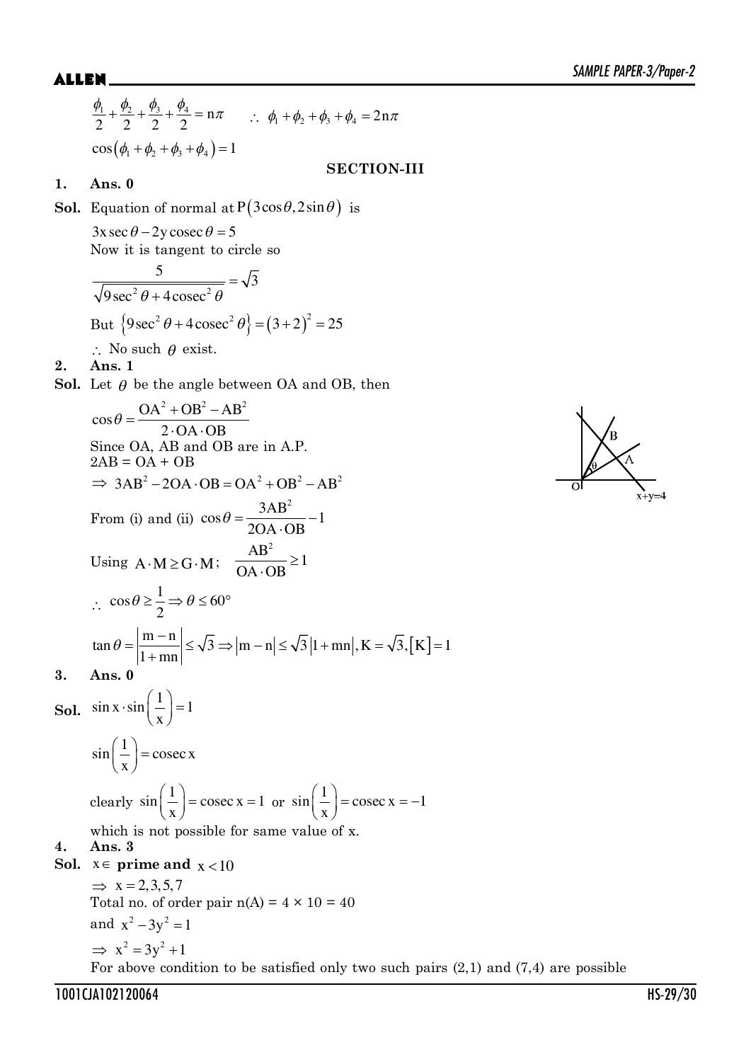$$\frac{\phi_1}{2}+\frac{\phi_2}{2}+\frac{\phi_3}{2}+\frac{\phi_4}{2}=n\pi \qquad \therefore\ \phi_1+\phi_2+\phi_3+\phi_4=2n\pi$$

$$\cos(\phi_1+\phi_2+\phi_3+\phi_4)=1$$

## SECTION-III

**1. Ans. 0**

**Sol.** Equation of normal at $P(3\cos\theta, 2\sin\theta)$ is

$$3x\sec\theta - 2y\,\text{cosec}\,\theta = 5$$

Now it is tangent to circle so

$$\frac{5}{\sqrt{9\sec^2\theta + 4\,\text{cosec}^2\theta}} = \sqrt{3}$$

But $\{9\sec^2\theta + 4\,\text{cosec}^2\theta\} = (3+2)^2 = 25$

$\therefore$ No such $\theta$ exist.

**2. Ans. 1**

**Sol.** Let $\theta$ be the angle between OA and OB, then

$$\cos\theta = \frac{OA^2 + OB^2 - AB^2}{2\cdot OA\cdot OB}$$

Since OA, AB and OB are in A.P.

$2AB = OA + OB$

$\Rightarrow\ 3AB^2 - 2OA\cdot OB = OA^2 + OB^2 - AB^2$

From (i) and (ii) $\cos\theta = \dfrac{3AB^2}{2OA\cdot OB} - 1$

Using $A\cdot M \ge G\cdot M$; $\quad \dfrac{AB^2}{OA\cdot OB} \ge 1$

$\therefore\ \cos\theta \ge \dfrac{1}{2} \Rightarrow \theta \le 60^\circ$

$$\tan\theta = \left|\frac{m-n}{1+mn}\right| \le \sqrt{3} \Rightarrow |m-n| \le \sqrt{3}\,|1+mn|, K=\sqrt{3}, [K]=1$$

**3. Ans. 0**

**Sol.** $\sin x\cdot\sin\left(\dfrac{1}{x}\right)=1$

$$\sin\left(\frac{1}{x}\right) = \text{cosec}\,x$$

clearly $\sin\left(\dfrac{1}{x}\right) = \text{cosec}\,x = 1$ or $\sin\left(\dfrac{1}{x}\right) = \text{cosec}\,x = -1$

which is not possible for same value of x.

**4. Ans. 3**

**Sol.** $x \in$ **prime and** $x < 10$

$\Rightarrow\ x = 2, 3, 5, 7$

Total no. of order pair n(A) = 4 × 10 = 40

and $x^2 - 3y^2 = 1$

$\Rightarrow\ x^2 = 3y^2 + 1$

For above condition to be satisfied only two such pairs (2,1) and (7,4) are possible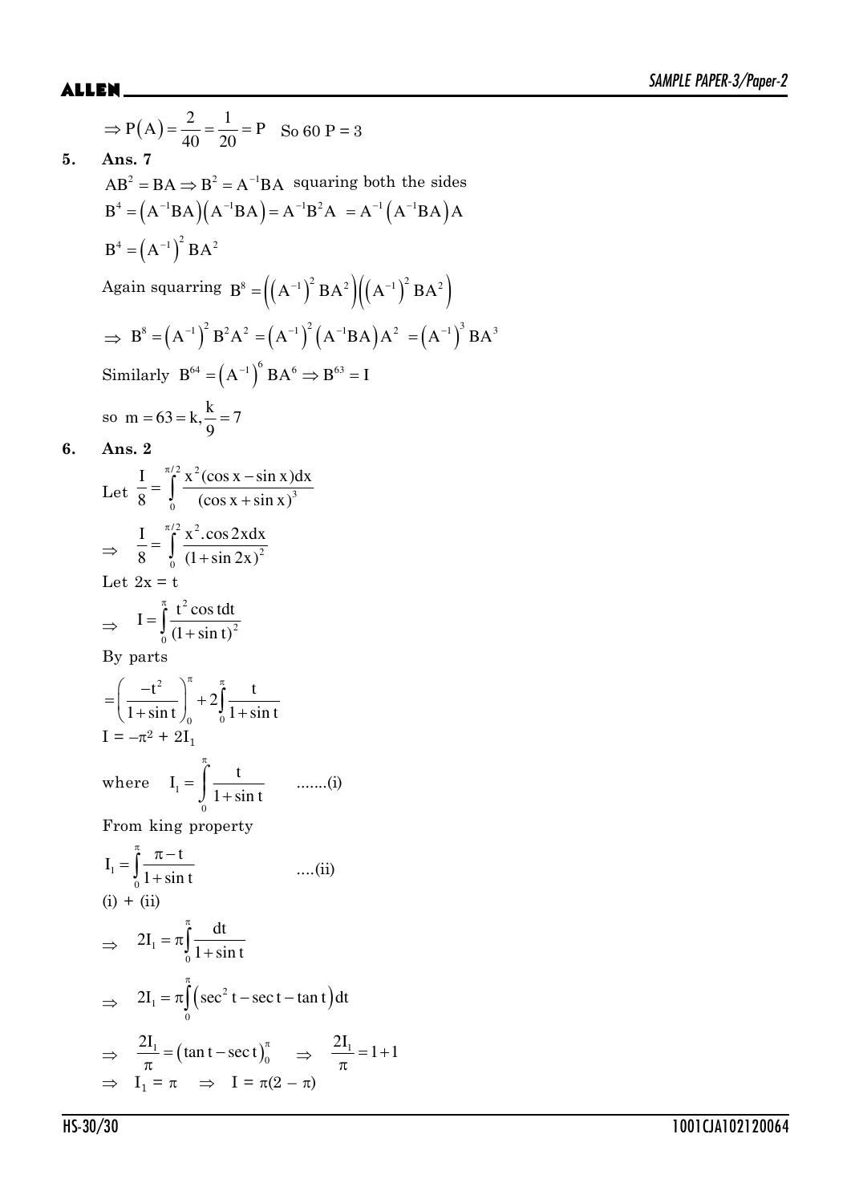$$\Rightarrow P(A) = \frac{2}{40} = \frac{1}{20} = P \quad \text{So } 60\text{ P} = 3$$

**5. Ans. 7**

$AB^2 = BA \Rightarrow B^2 = A^{-1}BA$ squaring both the sides

$$B^4 = \left(A^{-1}BA\right)\left(A^{-1}BA\right) = A^{-1}B^2A = A^{-1}\left(A^{-1}BA\right)A$$

$$B^4 = \left(A^{-1}\right)^2 BA^2$$

Again squarring $B^8 = \left(\left(A^{-1}\right)^2 BA^2\right)\left(\left(A^{-1}\right)^2 BA^2\right)$

$$\Rightarrow B^8 = \left(A^{-1}\right)^2 B^2A^2 = \left(A^{-1}\right)^2\left(A^{-1}BA\right)A^2 = \left(A^{-1}\right)^3 BA^3$$

Similarly $B^{64} = \left(A^{-1}\right)^6 BA^6 \Rightarrow B^{63} = I$

so $m = 63 = k, \frac{k}{9} = 7$

**6. Ans. 2**

Let $\frac{I}{8} = \int_0^{\pi/2} \frac{x^2(\cos x - \sin x)dx}{(\cos x + \sin x)^3}$

$$\Rightarrow \quad \frac{I}{8} = \int_0^{\pi/2} \frac{x^2.\cos 2x dx}{(1+\sin 2x)^2}$$

Let $2x = t$

$$\Rightarrow \quad I = \int_0^{\pi} \frac{t^2 \cos t dt}{(1+\sin t)^2}$$

By parts

$$= \left(\frac{-t^2}{1+\sin t}\right)_0^{\pi} + 2\int_0^{\pi} \frac{t}{1+\sin t}$$

$I = -\pi^2 + 2I_1$

where $\quad I_1 = \int_0^{\pi} \frac{t}{1+\sin t} \quad$ .......(i)

From king property

$$I_1 = \int_0^{\pi} \frac{\pi - t}{1+\sin t} \quad \text{....(ii)}$$

(i) + (ii)

$$\Rightarrow \quad 2I_1 = \pi\int_0^{\pi} \frac{dt}{1+\sin t}$$

$$\Rightarrow \quad 2I_1 = \pi\int_0^{\pi} \left(\sec^2 t - \sec t - \tan t\right)dt$$

$$\Rightarrow \quad \frac{2I_1}{\pi} = \left(\tan t - \sec t\right)_0^{\pi} \quad \Rightarrow \quad \frac{2I_1}{\pi} = 1 + 1$$

$$\Rightarrow \quad I_1 = \pi \quad \Rightarrow \quad I = \pi(2 - \pi)$$